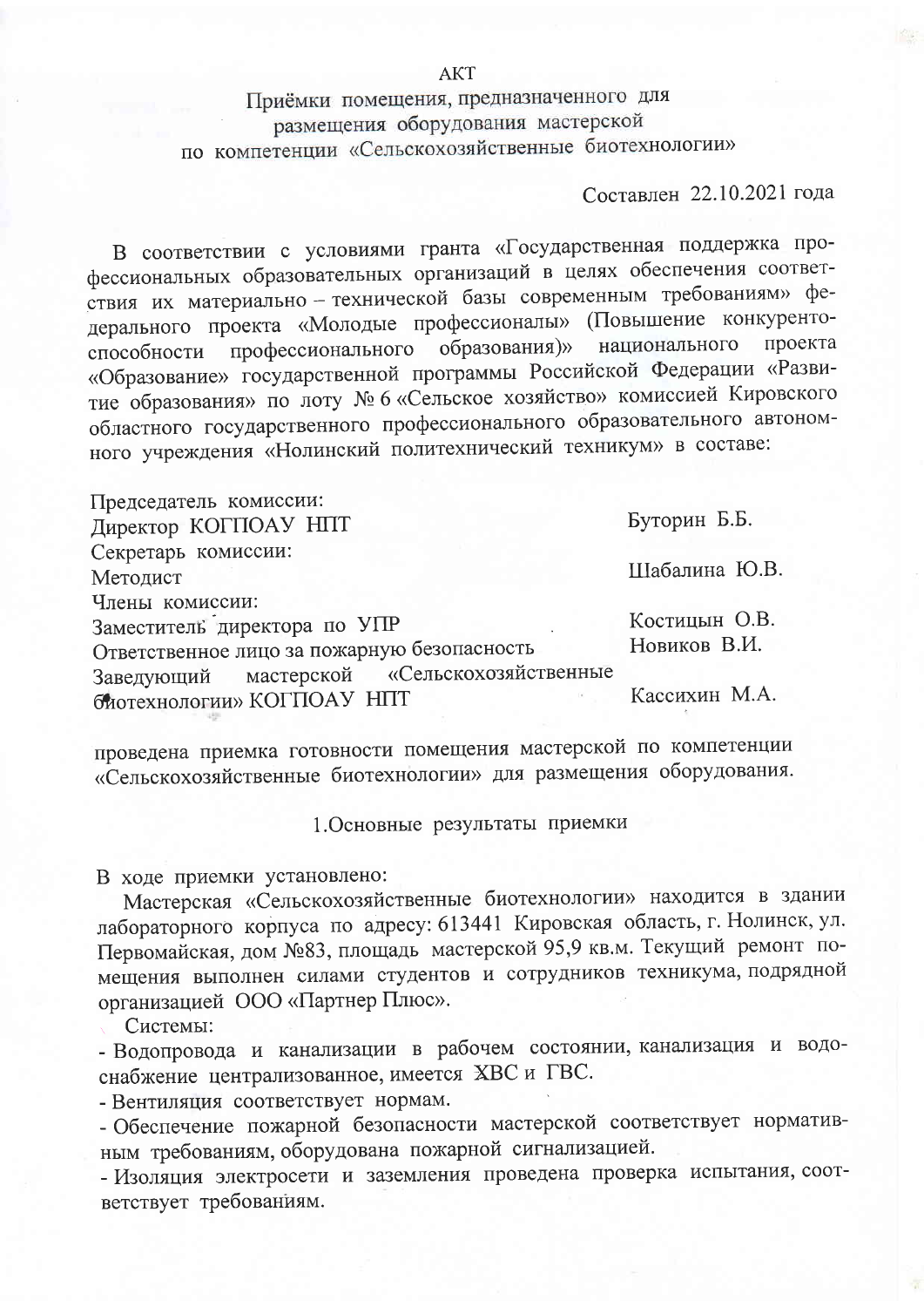# АКТ

## Приёмки помещения, предназначенного для размещения оборудования мастерской по компетенции «Сельскохозяйственные биотехнологии»

Составлен 22.10.2021 года

В соответствии с условиями гранта «Государственная поддержка профессиональных образовательных организаций в целях обеспечения соответствия их материально – технической базы современным требованиям» федерального проекта «Молодые профессионалы» (Повышение конкурентоспособности профессионального образования)» национального проекта «Образование» государственной программы Российской Федерации «Развитие образования» по лоту № 6 «Сельское хозяйство» комиссией Кировского областного государственного профессионального образовательного автономного учреждения «Нолинский политехнический техникум» в составе:

| | |
|---|---|
| Председатель комиссии: | |
| Директор КОГПОАУ НПТ | Буторин Б.Б. |
| Секретарь комиссии: | |
| Методист | Шабалина Ю.В. |
| Члены комиссии: | |
| Заместитель директора по УПР | Костицын О.В. |
| Ответственное лицо за пожарную безопасность | Новиков В.И. |
| Заведующий мастерской «Сельскохозяйственные биотехнологии» КОГПОАУ НПТ | Кассихин М.А. |

проведена приемка готовности помещения мастерской по компетенции «Сельскохозяйственные биотехнологии» для размещения оборудования.

### 1.Основные результаты приемки

В ходе приемки установлено:

Мастерская «Сельскохозяйственные биотехнологии» находится в здании лабораторного корпуса по адресу: 613441 Кировская область, г. Нолинск, ул. Первомайская, дом №83, площадь мастерской 95,9 кв.м. Текущий ремонт помещения выполнен силами студентов и сотрудников техникума, подрядной организацией ООО «Партнер Плюс».

Системы:

- Водопровода и канализации в рабочем состоянии, канализация и водоснабжение централизованное, имеется ХВС и ГВС.
- Вентиляция соответствует нормам.
- Обеспечение пожарной безопасности мастерской соответствует нормативным требованиям, оборудована пожарной сигнализацией.
- Изоляция электросети и заземления проведена проверка испытания, соответствует требованиям.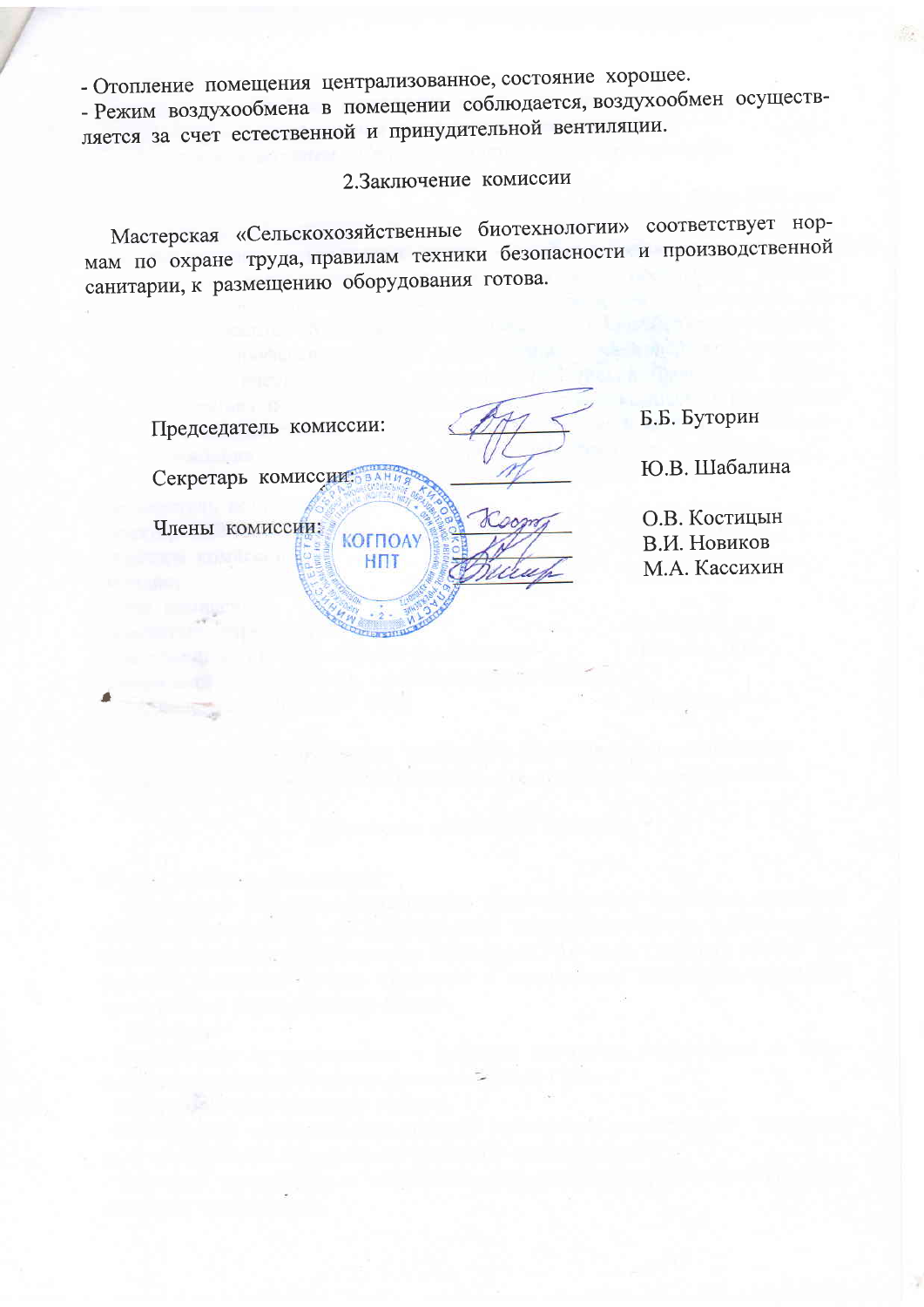- Отопление помещения централизованное, состояние хорошее.
- Режим воздухообмена в помещении соблюдается, воздухообмен осуществляется за счет естественной и принудительной вентиляции.

## 2.Заключение комиссии

Мастерская «Сельскохозяйственные биотехнологии» соответствует нормам по охране труда, правилам техники безопасности и производственной санитарии, к размещению оборудования готова.

| | |
|---|---|
| Председатель комиссии: | Б.Б. Буторин |
| Секретарь комиссии: | Ю.В. Шабалина |
| Члены комиссии: | О.В. Костицын |
| | В.И. Новиков |
| | М.А. Кассихин |

КОГПОАУ НПТ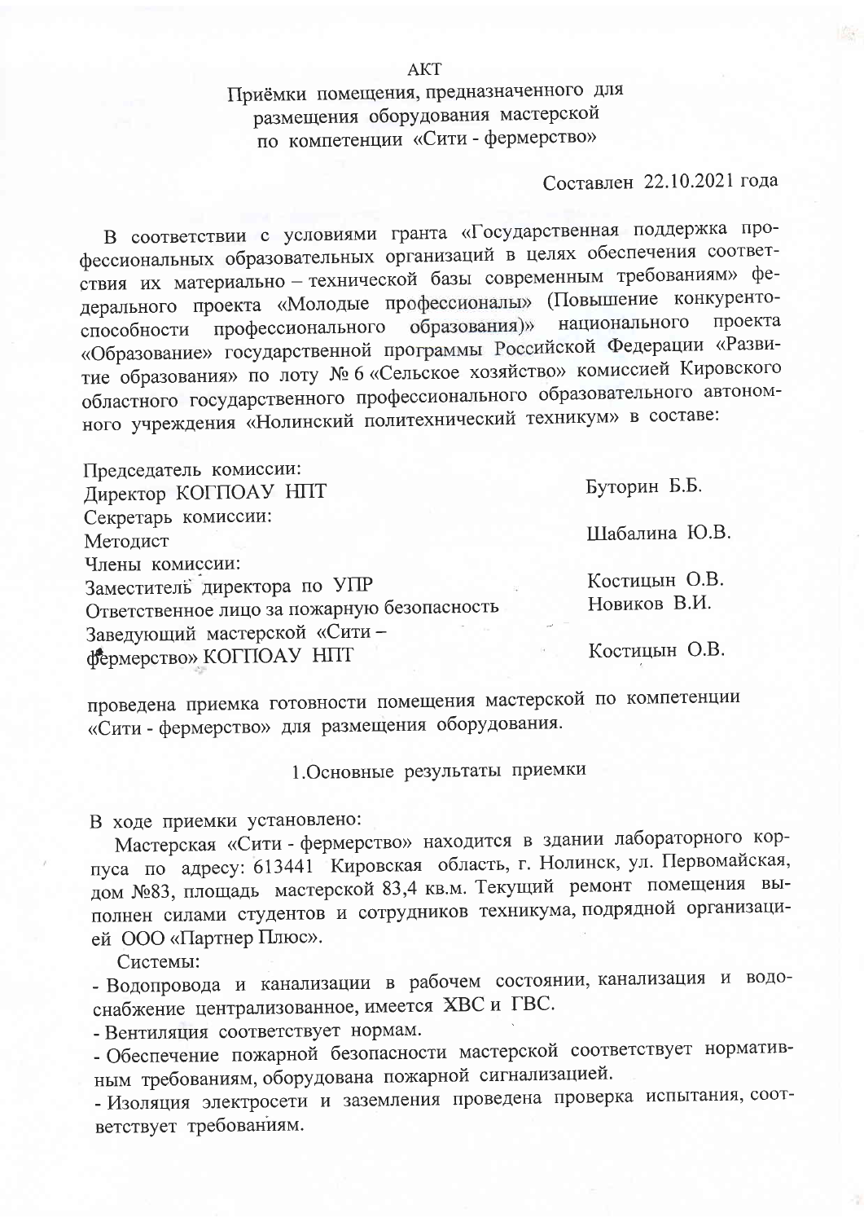# АКТ

## Приёмки помещения, предназначенного для размещения оборудования мастерской по компетенции «Сити - фермерство»

Составлен 22.10.2021 года

В соответствии с условиями гранта «Государственная поддержка профессиональных образовательных организаций в целях обеспечения соответствия их материально – технической базы современным требованиям» федерального проекта «Молодые профессионалы» (Повышение конкурентоспособности профессионального образования)» национального проекта «Образование» государственной программы Российской Федерации «Развитие образования» по лоту № 6 «Сельское хозяйство» комиссией Кировского областного государственного профессионального образовательного автономного учреждения «Нолинский политехнический техникум» в составе:

| | |
|---|---|
| Председатель комиссии:<br>Директор КОГПОАУ НПТ | Буторин Б.Б. |
| Секретарь комиссии:<br>Методист | Шабалина Ю.В. |
| Члены комиссии:<br>Заместитель директора по УПР | Костицын О.В. |
| Ответственное лицо за пожарную безопасность | Новиков В.И. |
| Заведующий мастерской «Сити – фермерство» КОГПОАУ НПТ | Костицын О.В. |

проведена приемка готовности помещения мастерской по компетенции «Сити - фермерство» для размещения оборудования.

### 1.Основные результаты приемки

В ходе приемки установлено:

Мастерская «Сити - фермерство» находится в здании лабораторного корпуса по адресу: 613441 Кировская область, г. Нолинск, ул. Первомайская, дом №83, площадь мастерской 83,4 кв.м. Текущий ремонт помещения выполнен силами студентов и сотрудников техникума, подрядной организацией ООО «Партнер Плюс».

Системы:

- Водопровода и канализации в рабочем состоянии, канализация и водоснабжение централизованное, имеется ХВС и ГВС.
- Вентиляция соответствует нормам.
- Обеспечение пожарной безопасности мастерской соответствует нормативным требованиям, оборудована пожарной сигнализацией.
- Изоляция электросети и заземления проведена проверка испытания, соответствует требованиям.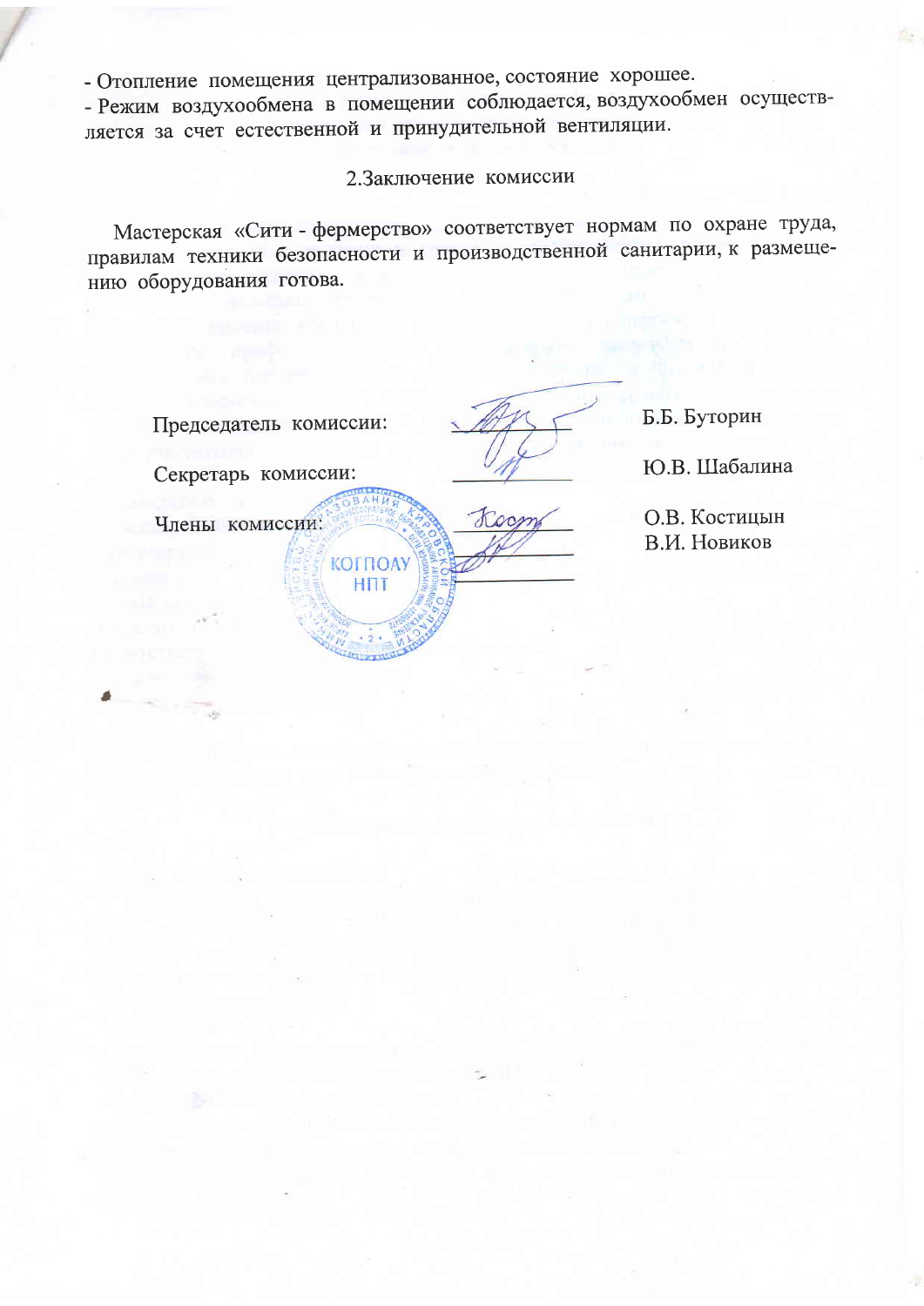- Отопление помещения централизованное, состояние хорошее.
- Режим воздухообмена в помещении соблюдается, воздухообмен осуществляется за счет естественной и принудительной вентиляции.

## 2.Заключение комиссии

Мастерская «Сити - фермерство» соответствует нормам по охране труда, правилам техники безопасности и производственной санитарии, к размещению оборудования готова.

Председатель комиссии: Б.Б. Буторин

Секретарь комиссии: Ю.В. Шабалина

Члены комиссии: О.В. Костицын
В.И. Новиков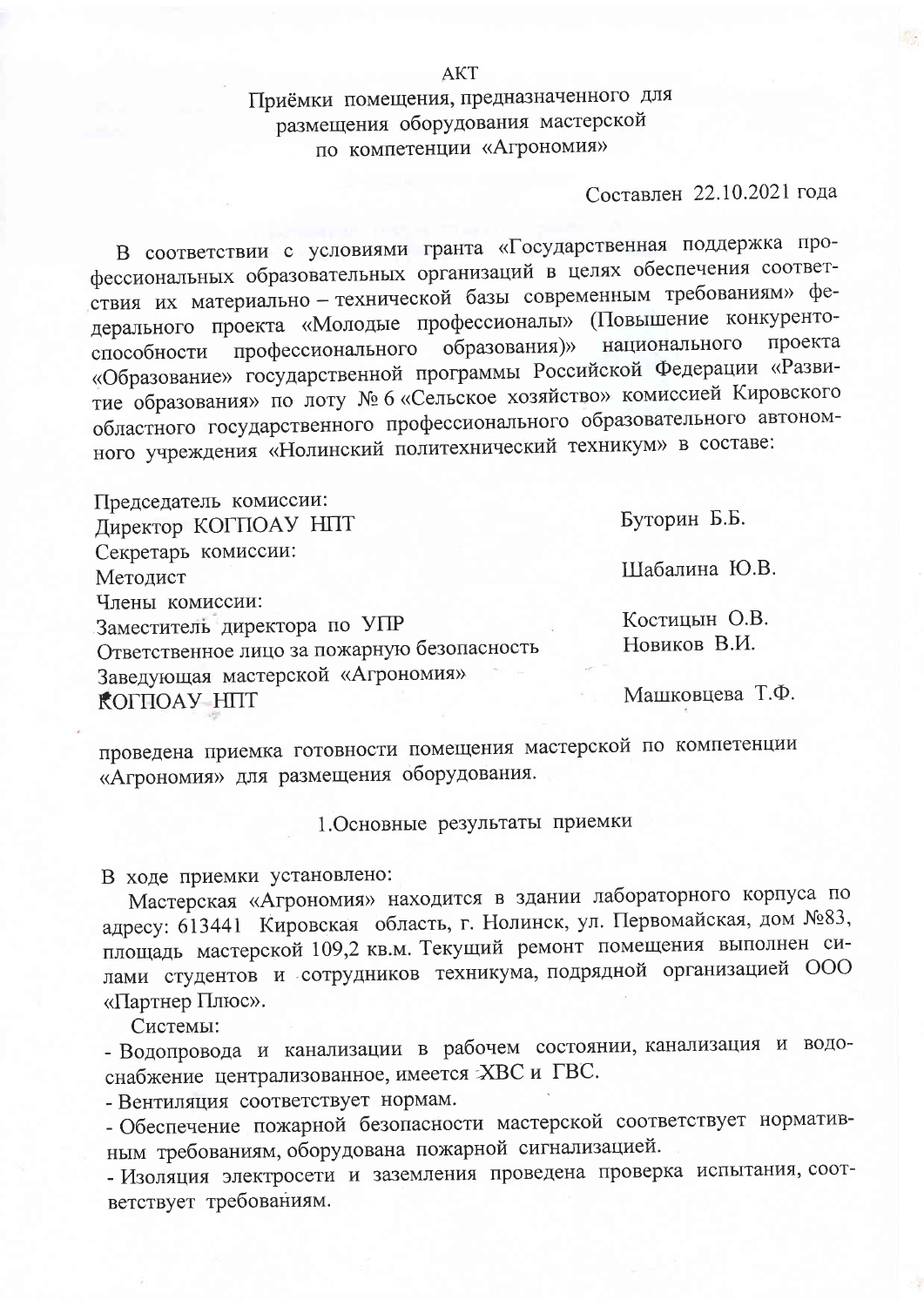АКТ

# Приёмки помещения, предназначенного для размещения оборудования мастерской по компетенции «Агрономия»

Составлен 22.10.2021 года

В соответствии с условиями гранта «Государственная поддержка профессиональных образовательных организаций в целях обеспечения соответствия их материально – технической базы современным требованиям» федерального проекта «Молодые профессионалы» (Повышение конкурентоспособности профессионального образования)» национального проекта «Образование» государственной программы Российской Федерации «Развитие образования» по лоту № 6 «Сельское хозяйство» комиссией Кировского областного государственного профессионального образовательного автономного учреждения «Нолинский политехнический техникум» в составе:

| | |
|---|---|
| Председатель комиссии: Директор КОГПОАУ НПТ | Буторин Б.Б. |
| Секретарь комиссии: Методист | Шабалина Ю.В. |
| Члены комиссии: Заместитель директора по УПР | Костицын О.В. |
| Ответственное лицо за пожарную безопасность | Новиков В.И. |
| Заведующая мастерской «Агрономия» КОГПОАУ НПТ | Машковцева Т.Ф. |

проведена приемка готовности помещения мастерской по компетенции «Агрономия» для размещения оборудования.

## 1.Основные результаты приемки

В ходе приемки установлено:

Мастерская «Агрономия» находится в здании лабораторного корпуса по адресу: 613441 Кировская область, г. Нолинск, ул. Первомайская, дом №83, площадь мастерской 109,2 кв.м. Текущий ремонт помещения выполнен силами студентов и сотрудников техникума, подрядной организацией ООО «Партнер Плюс».

Системы:

- Водопровода и канализации в рабочем состоянии, канализация и водоснабжение централизованное, имеется ХВС и ГВС.
- Вентиляция соответствует нормам.
- Обеспечение пожарной безопасности мастерской соответствует нормативным требованиям, оборудована пожарной сигнализацией.
- Изоляция электросети и заземления проведена проверка испытания, соответствует требованиям.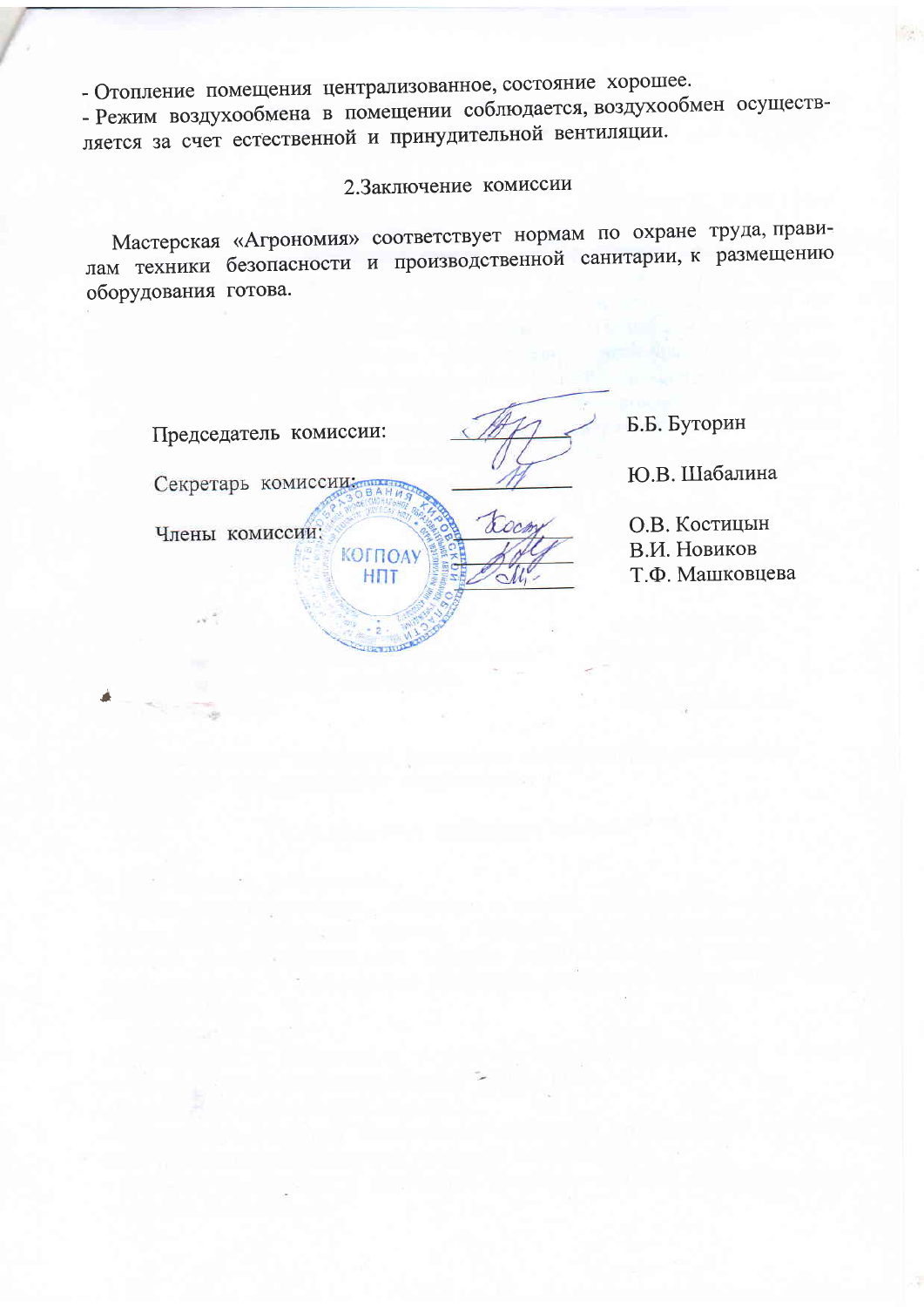- Отопление помещения централизованное, состояние хорошее.
- Режим воздухообмена в помещении соблюдается, воздухообмен осуществляется за счет естественной и принудительной вентиляции.

## 2.Заключение комиссии

Мастерская «Агрономия» соответствует нормам по охране труда, правилам техники безопасности и производственной санитарии, к размещению оборудования готова.

Председатель комиссии: _________ Б.Б. Буторин

Секретарь комиссии: _________ Ю.В. Шабалина

Члены комиссии: _________ О.В. Костицын
_________ В.И. Новиков
_________ Т.Ф. Машковцева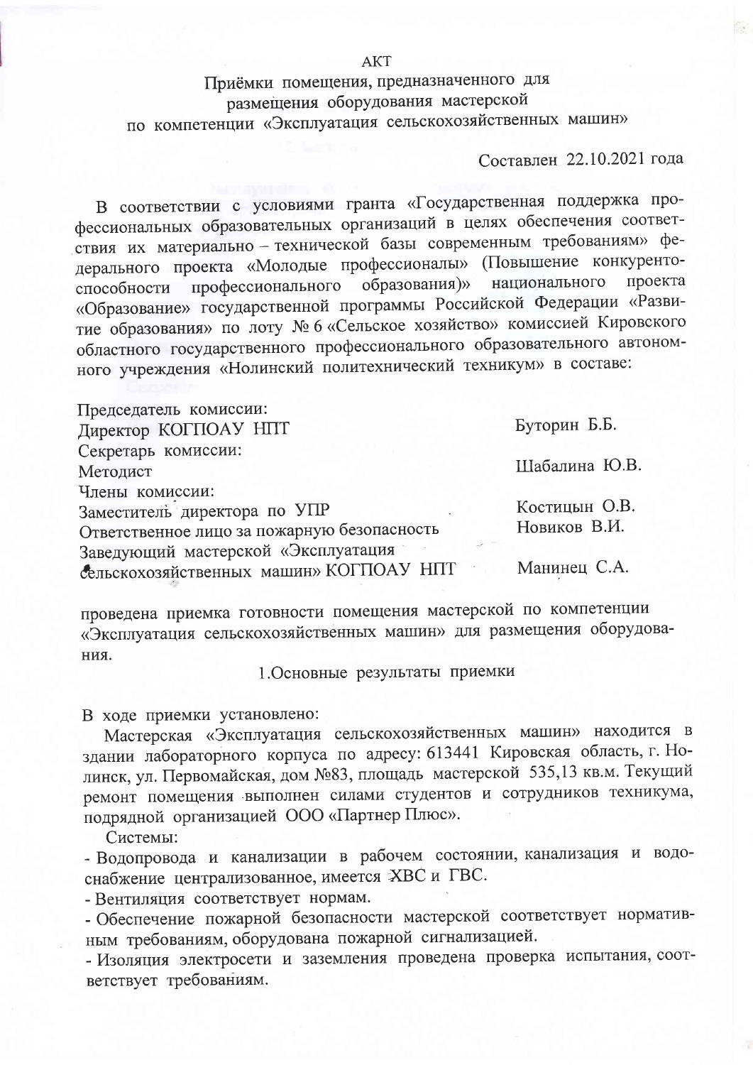АКТ

Приёмки помещения, предназначенного для размещения оборудования мастерской по компетенции «Эксплуатация сельскохозяйственных машин»

Составлен 22.10.2021 года

В соответствии с условиями гранта «Государственная поддержка профессиональных образовательных организаций в целях обеспечения соответствия их материально – технической базы современным требованиям» федерального проекта «Молодые профессионалы» (Повышение конкурентоспособности профессионального образования)» национального проекта «Образование» государственной программы Российской Федерации «Развитие образования» по лоту № 6 «Сельское хозяйство» комиссией Кировского областного государственного профессионального образовательного автономного учреждения «Нолинский политехнический техникум» в составе:

| | |
|---|---|
| Председатель комиссии: | |
| Директор КОГПОАУ НПТ | Буторин Б.Б. |
| Секретарь комиссии: | |
| Методист | Шабалина Ю.В. |
| Члены комиссии: | |
| Заместитель директора по УПР | Костицын О.В. |
| Ответственное лицо за пожарную безопасность | Новиков В.И. |
| Заведующий мастерской «Эксплуатация сельскохозяйственных машин» КОГПОАУ НПТ | Манинец С.А. |

проведена приемка готовности помещения мастерской по компетенции «Эксплуатация сельскохозяйственных машин» для размещения оборудования.

## 1.Основные результаты приемки

В ходе приемки установлено:

Мастерская «Эксплуатация сельскохозяйственных машин» находится в здании лабораторного корпуса по адресу: 613441 Кировская область, г. Нолинск, ул. Первомайская, дом №83, площадь мастерской 535,13 кв.м. Текущий ремонт помещения выполнен силами студентов и сотрудников техникума, подрядной организацией ООО «Партнер Плюс».

Системы:

- Водопровода и канализации в рабочем состоянии, канализация и водоснабжение централизованное, имеется ХВС и ГВС.
- Вентиляция соответствует нормам.
- Обеспечение пожарной безопасности мастерской соответствует нормативным требованиям, оборудована пожарной сигнализацией.
- Изоляция электросети и заземления проведена проверка испытания, соответствует требованиям.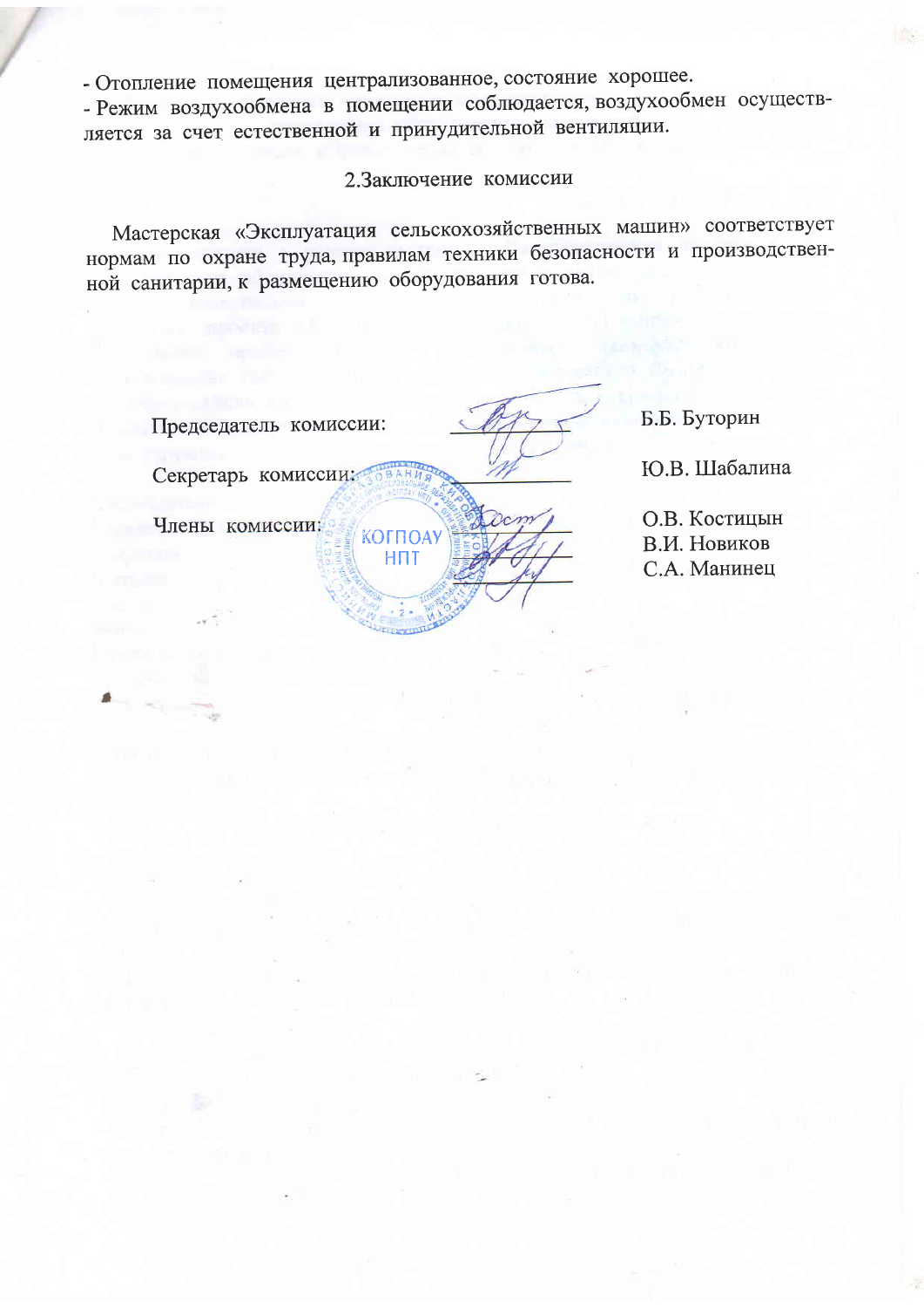- Отопление помещения централизованное, состояние хорошее.
- Режим воздухообмена в помещении соблюдается, воздухообмен осуществляется за счет естественной и принудительной вентиляции.

## 2.Заключение комиссии

Мастерская «Эксплуатация сельскохозяйственных машин» соответствует нормам по охране труда, правилам техники безопасности и производственной санитарии, к размещению оборудования готова.

Председатель комиссии: Б.Б. Буторин

Секретарь комиссии: Ю.В. Шабалина

Члены комиссии: О.В. Костицын
В.И. Новиков
С.А. Манинец